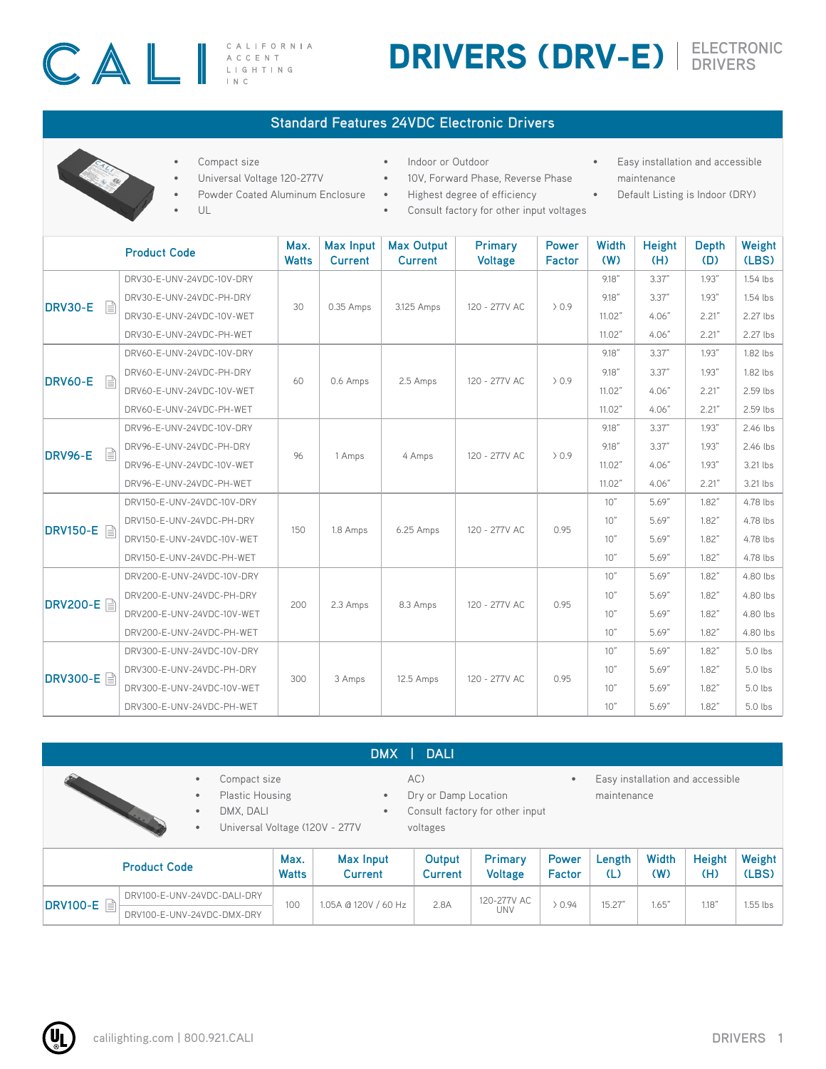# DRIVERS (DRV-E) | ELECTRONIC DRIVERS

CALI — CALIFORNIA ACCENT LIGHTING INC

## Standard Features 24VDC Electronic Drivers

- Compact size
- Universal Voltage 120-277V
- Powder Coated Aluminum Enclosure
- UL
- Indoor or Outdoor
- 10V, Forward Phase, Reverse Phase
- Highest degree of efficiency
- Consult factory for other input voltages
- Easy installation and accessible maintenance
- Default Listing is Indoor (DRY)

| | Product Code | Max. Watts | Max Input Current | Max Output Current | Primary Voltage | Power Factor | Width (W) | Height (H) | Depth (D) | Weight (LBS) |
|---|---|---|---|---|---|---|---|---|---|---|
| DRV30-E | DRV30-E-UNV-24VDC-10V-DRY | 30 | 0.35 Amps | 3.125 Amps | 120 - 277V AC | > 0.9 | 9.18" | 3.37" | 1.93" | 1.54 lbs |
| | DRV30-E-UNV-24VDC-PH-DRY | | | | | | 9.18" | 3.37" | 1.93" | 1.54 lbs |
| | DRV30-E-UNV-24VDC-10V-WET | | | | | | 11.02" | 4.06" | 2.21" | 2.27 lbs |
| | DRV30-E-UNV-24VDC-PH-WET | | | | | | 11.02" | 4.06" | 2.21" | 2.27 lbs |
| DRV60-E | DRV60-E-UNV-24VDC-10V-DRY | 60 | 0.6 Amps | 2.5 Amps | 120 - 277V AC | > 0.9 | 9.18" | 3.37" | 1.93" | 1.82 lbs |
| | DRV60-E-UNV-24VDC-PH-DRY | | | | | | 9.18" | 3.37" | 1.93" | 1.82 lbs |
| | DRV60-E-UNV-24VDC-10V-WET | | | | | | 11.02" | 4.06" | 2.21" | 2.59 lbs |
| | DRV60-E-UNV-24VDC-PH-WET | | | | | | 11.02" | 4.06" | 2.21" | 2.59 lbs |
| DRV96-E | DRV96-E-UNV-24VDC-10V-DRY | 96 | 1 Amps | 4 Amps | 120 - 277V AC | > 0.9 | 9.18" | 3.37" | 1.93" | 2.46 lbs |
| | DRV96-E-UNV-24VDC-PH-DRY | | | | | | 9.18" | 3.37" | 1.93" | 2.46 lbs |
| | DRV96-E-UNV-24VDC-10V-WET | | | | | | 11.02" | 4.06" | 1.93" | 3.21 lbs |
| | DRV96-E-UNV-24VDC-PH-WET | | | | | | 11.02" | 4.06" | 2.21" | 3.21 lbs |
| DRV150-E | DRV150-E-UNV-24VDC-10V-DRY | 150 | 1.8 Amps | 6.25 Amps | 120 - 277V AC | 0.95 | 10" | 5.69" | 1.82" | 4.78 lbs |
| | DRV150-E-UNV-24VDC-PH-DRY | | | | | | 10" | 5.69" | 1.82" | 4.78 lbs |
| | DRV150-E-UNV-24VDC-10V-WET | | | | | | 10" | 5.69" | 1.82" | 4.78 lbs |
| | DRV150-E-UNV-24VDC-PH-WET | | | | | | 10" | 5.69" | 1.82" | 4.78 lbs |
| DRV200-E | DRV200-E-UNV-24VDC-10V-DRY | 200 | 2.3 Amps | 8.3 Amps | 120 - 277V AC | 0.95 | 10" | 5.69" | 1.82" | 4.80 lbs |
| | DRV200-E-UNV-24VDC-PH-DRY | | | | | | 10" | 5.69" | 1.82" | 4.80 lbs |
| | DRV200-E-UNV-24VDC-10V-WET | | | | | | 10" | 5.69" | 1.82" | 4.80 lbs |
| | DRV200-E-UNV-24VDC-PH-WET | | | | | | 10" | 5.69" | 1.82" | 4.80 lbs |
| DRV300-E | DRV300-E-UNV-24VDC-10V-DRY | 300 | 3 Amps | 12.5 Amps | 120 - 277V AC | 0.95 | 10" | 5.69" | 1.82" | 5.0 lbs |
| | DRV300-E-UNV-24VDC-PH-DRY | | | | | | 10" | 5.69" | 1.82" | 5.0 lbs |
| | DRV300-E-UNV-24VDC-10V-WET | | | | | | 10" | 5.69" | 1.82" | 5.0 lbs |
| | DRV300-E-UNV-24VDC-PH-WET | | | | | | 10" | 5.69" | 1.82" | 5.0 lbs |

## DMX | DALI

- Compact size
- Plastic Housing
- DMX, DALI
- Universal Voltage (120V - 277V AC)
- Dry or Damp Location
- Consult factory for other input voltages
- Easy installation and accessible maintenance

| | Product Code | Max. Watts | Max Input Current | Output Current | Primary Voltage | Power Factor | Length (L) | Width (W) | Height (H) | Weight (LBS) |
|---|---|---|---|---|---|---|---|---|---|---|
| DRV100-E | DRV100-E-UNV-24VDC-DALI-DRY | 100 | 1.05A @ 120V / 60 Hz | 2.8A | 120-277V AC UNV | > 0.94 | 15.27" | 1.65" | 1.18" | 1.55 lbs |
| | DRV100-E-UNV-24VDC-DMX-DRY | | | | | | | | | |

calilighting.com | 800.921.CALI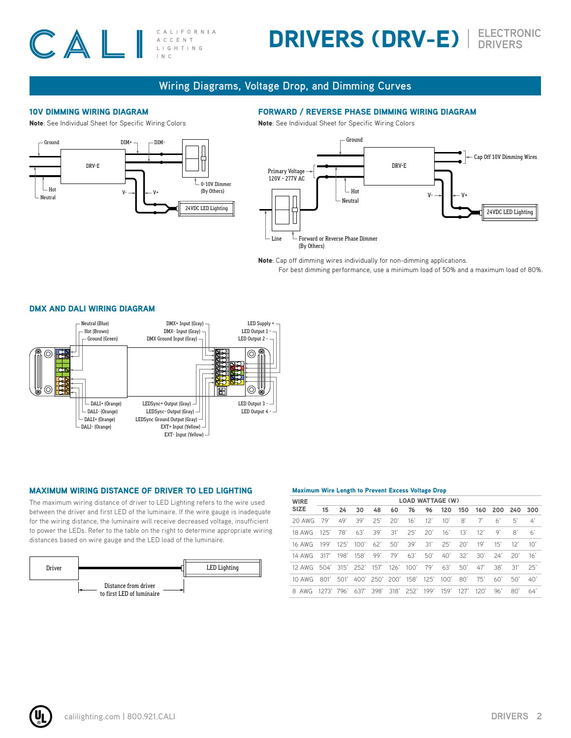# DRIVERS (DRV-E) | ELECTRONIC DRIVERS

## Wiring Diagrams, Voltage Drop, and Dimming Curves

### 10V DIMMING WIRING DIAGRAM

**Note**: See Individual Sheet for Specific Wiring Colors

Ground, DIM+, DIM-, DRV-E, Hot, Neutral, V-, V+, 0-10V Dimmer (By Others), 24VDC LED Lighting

### FORWARD / REVERSE PHASE DIMMING WIRING DIAGRAM

**Note**: See Individual Sheet for Specific Wiring Colors

Ground, Cap Off 10V Dimming Wires, Primary Voltage 120V - 277V AC, DRV-E, Hot, Neutral, V-, V+, 24VDC LED Lighting, Line, Forward or Reverse Phase Dimmer (By Others)

**Note**: Cap off dimming wires individually for non-dimming applications.
For best dimming performance, use a minimum load of 50% and a maximum load of 80%.

### DMX AND DALI WIRING DIAGRAM

Neutral (Blue), Hot (Brown), Ground (Green), DMX+ Input (Gray), DMX- Input (Gray), DMX Ground Input (Gray), LED Supply +, LED Output 1 -, LED Output 2 -, DALI+ (Orange), DALI- (Orange), DALI+ (Orange), DALI- (Orange), LEDSync+ Output (Gray), LEDSync- Output (Gray), LEDSync Ground Output (Gray), EXT+ Input (Yellow), EXT- Input (Yellow), LED Output 3 -, LED Output 4 -

### MAXIMUM WIRING DISTANCE OF DRIVER TO LED LIGHTING

The maximum wiring distance of driver to LED Lighting refers to the wire used between the driver and first LED of the luminaire. If the wire gauge is inadequate for the wiring distance, the luminaire will receive decreased voltage, insufficient to power the LEDs. Refer to the table on the right to determine appropriate wiring distances based on wire gauge and the LED load of the luminaire.

Driver — LED Lighting — Distance from driver to first LED of luminaire

**Maximum Wire Length to Prevent Excess Voltage Drop**

| WIRE SIZE | LOAD WATTAGE (W) | | | | | | | | | | | | |
|---|---|---|---|---|---|---|---|---|---|---|---|---|---|
| | 15 | 24 | 30 | 48 | 60 | 76 | 96 | 120 | 150 | 160 | 200 | 240 | 300 |
| 20 AWG | 79' | 49' | 39' | 25' | 20' | 16' | 12' | 10' | 8' | 7' | 6' | 5' | 4' |
| 18 AWG | 125' | 78' | 63' | 39' | 31' | 25' | 20' | 16' | 13' | 12' | 9' | 8' | 6' |
| 16 AWG | 199' | 125' | 100' | 62' | 50' | 39' | 31' | 25' | 20' | 19' | 15' | 12' | 10' |
| 14 AWG | 317' | 198' | 158' | 99' | 79' | 63' | 50' | 40' | 32' | 30' | 24' | 20' | 16' |
| 12 AWG | 504' | 315' | 252' | 157' | 126' | 100' | 79' | 63' | 50' | 47' | 38' | 31' | 25' |
| 10 AWG | 801' | 501' | 400' | 250' | 200' | 158' | 125' | 100' | 80' | 75' | 60' | 50' | 40' |
| 8 AWG | 1273' | 796' | 637' | 398' | 318' | 252' | 199' | 159' | 127' | 120' | 96' | 80' | 64' |

calilighting.com | 800.921.CALI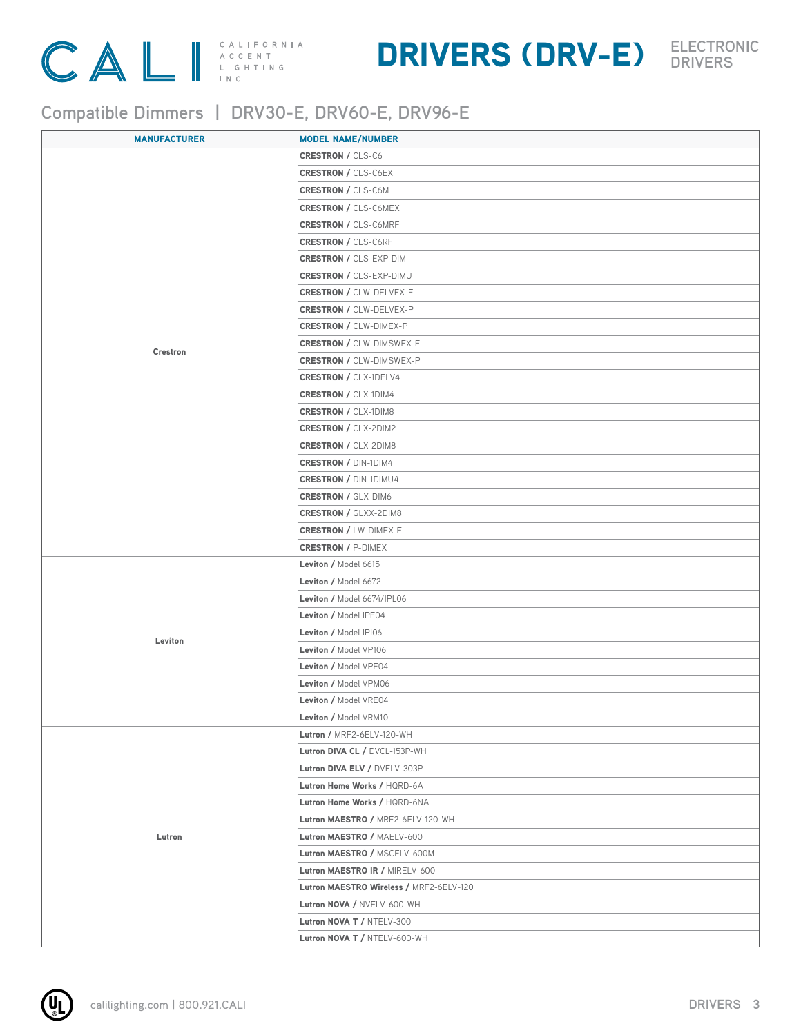## Compatible Dimmers | DRV30-E, DRV60-E, DRV96-E

| MANUFACTURER | MODEL NAME/NUMBER |
|---|---|
| Crestron | **CRESTRON /** CLS-C6 |
| | **CRESTRON /** CLS-C6EX |
| | **CRESTRON /** CLS-C6M |
| | **CRESTRON /** CLS-C6MEX |
| | **CRESTRON /** CLS-C6MRF |
| | **CRESTRON /** CLS-C6RF |
| | **CRESTRON /** CLS-EXP-DIM |
| | **CRESTRON /** CLS-EXP-DIMU |
| | **CRESTRON /** CLW-DELVEX-E |
| | **CRESTRON /** CLW-DELVEX-P |
| | **CRESTRON /** CLW-DIMEX-P |
| | **CRESTRON /** CLW-DIMSWEX-E |
| | **CRESTRON /** CLW-DIMSWEX-P |
| | **CRESTRON /** CLX-1DELV4 |
| | **CRESTRON /** CLX-1DIM4 |
| | **CRESTRON /** CLX-1DIM8 |
| | **CRESTRON /** CLX-2DIM2 |
| | **CRESTRON /** CLX-2DIM8 |
| | **CRESTRON /** DIN-1DIM4 |
| | **CRESTRON /** DIN-1DIMU4 |
| | **CRESTRON /** GLX-DIM6 |
| | **CRESTRON /** GLXX-2DIM8 |
| | **CRESTRON /** LW-DIMEX-E |
| | **CRESTRON /** P-DIMEX |
| Leviton | **Leviton /** Model 6615 |
| | **Leviton /** Model 6672 |
| | **Leviton /** Model 6674/IPL06 |
| | **Leviton /** Model IPE04 |
| | **Leviton /** Model IPI06 |
| | **Leviton /** Model VP106 |
| | **Leviton /** Model VPE04 |
| | **Leviton /** Model VPM06 |
| | **Leviton /** Model VRE04 |
| | **Leviton /** Model VRM10 |
| Lutron | **Lutron /** MRF2-6ELV-120-WH |
| | **Lutron DIVA CL /** DVCL-153P-WH |
| | **Lutron DIVA ELV /** DVELV-303P |
| | **Lutron Home Works /** HQRD-6A |
| | **Lutron Home Works /** HQRD-6NA |
| | **Lutron MAESTRO /** MRF2-6ELV-120-WH |
| | **Lutron MAESTRO /** MAELV-600 |
| | **Lutron MAESTRO /** MSCELV-600M |
| | **Lutron MAESTRO IR /** MIRELV-600 |
| | **Lutron MAESTRO Wireless /** MRF2-6ELV-120 |
| | **Lutron NOVA /** NVELV-600-WH |
| | **Lutron NOVA T /** NTELV-300 |
| | **Lutron NOVA T /** NTELV-600-WH |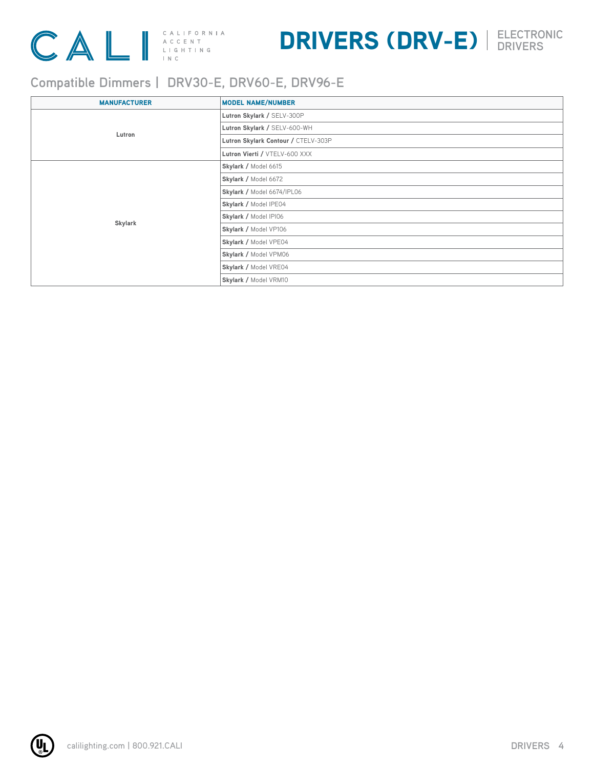# DRIVERS (DRV-E) | ELECTRONIC DRIVERS

## Compatible Dimmers | DRV30-E, DRV60-E, DRV96-E

| MANUFACTURER | MODEL NAME/NUMBER |
|---|---|
| Lutron | **Lutron Skylark /** SELV-300P |
| | **Lutron Skylark /** SELV-600-WH |
| | **Lutron Skylark Contour /** CTELV-303P |
| | **Lutron Vierti /** VTELV-600 XXX |
| Skylark | **Skylark /** Model 6615 |
| | **Skylark /** Model 6672 |
| | **Skylark /** Model 6674/IPL06 |
| | **Skylark /** Model IPE04 |
| | **Skylark /** Model IPI06 |
| | **Skylark /** Model VP106 |
| | **Skylark /** Model VPE04 |
| | **Skylark /** Model VPM06 |
| | **Skylark /** Model VRE04 |
| | **Skylark /** Model VRM10 |

calilighting.com | 800.921.CALI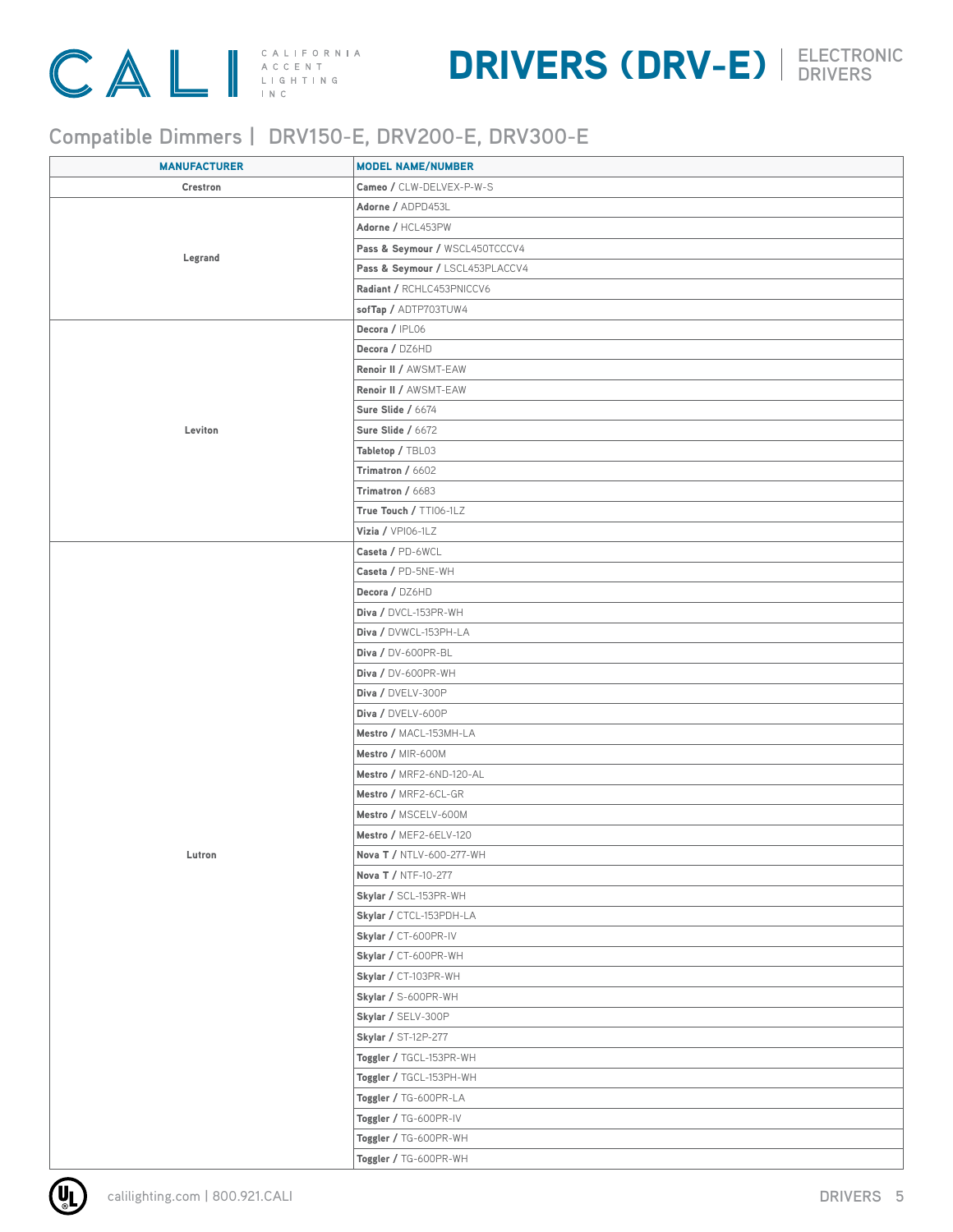# DRIVERS (DRV-E) | ELECTRONIC DRIVERS

## Compatible Dimmers | DRV150-E, DRV200-E, DRV300-E

| MANUFACTURER | MODEL NAME/NUMBER |
|---|---|
| Crestron | **Cameo** / CLW-DELVEX-P-W-S |
| Legrand | **Adorne** / ADPD453L |
| | **Adorne** / HCL453PW |
| | **Pass & Seymour** / WSCL450TCCCV4 |
| | **Pass & Seymour** / LSCL453PLACCV4 |
| | **Radiant** / RCHLC453PNICCV6 |
| | **sofTap** / ADTP703TUW4 |
| Leviton | **Decora** / IPL06 |
| | **Decora** / DZ6HD |
| | **Renoir II** / AWSMT-EAW |
| | **Renoir II** / AWSMT-EAW |
| | **Sure Slide** / 6674 |
| | **Sure Slide** / 6672 |
| | **Tabletop** / TBL03 |
| | **Trimatron** / 6602 |
| | **Trimatron** / 6683 |
| | **True Touch** / TTI06-1LZ |
| | **Vizia** / VPI06-1LZ |
| Lutron | **Caseta** / PD-6WCL |
| | **Caseta** / PD-5NE-WH |
| | **Decora** / DZ6HD |
| | **Diva** / DVCL-153PR-WH |
| | **Diva** / DVWCL-153PH-LA |
| | **Diva** / DV-600PR-BL |
| | **Diva** / DV-600PR-WH |
| | **Diva** / DVELV-300P |
| | **Diva** / DVELV-600P |
| | **Mestro** / MACL-153MH-LA |
| | **Mestro** / MIR-600M |
| | **Mestro** / MRF2-6ND-120-AL |
| | **Mestro** / MRF2-6CL-GR |
| | **Mestro** / MSCELV-600M |
| | **Mestro** / MEF2-6ELV-120 |
| | **Nova T** / NTLV-600-277-WH |
| | **Nova T** / NTF-10-277 |
| | **Skylar** / SCL-153PR-WH |
| | **Skylar** / CTCL-153PDH-LA |
| | **Skylar** / CT-600PR-IV |
| | **Skylar** / CT-600PR-WH |
| | **Skylar** / CT-103PR-WH |
| | **Skylar** / S-600PR-WH |
| | **Skylar** / SELV-300P |
| | **Skylar** / ST-12P-277 |
| | **Toggler** / TGCL-153PR-WH |
| | **Toggler** / TGCL-153PH-WH |
| | **Toggler** / TG-600PR-LA |
| | **Toggler** / TG-600PR-IV |
| | **Toggler** / TG-600PR-WH |
| | **Toggler** / TG-600PR-WH |

calilighting.com | 800.921.CALI